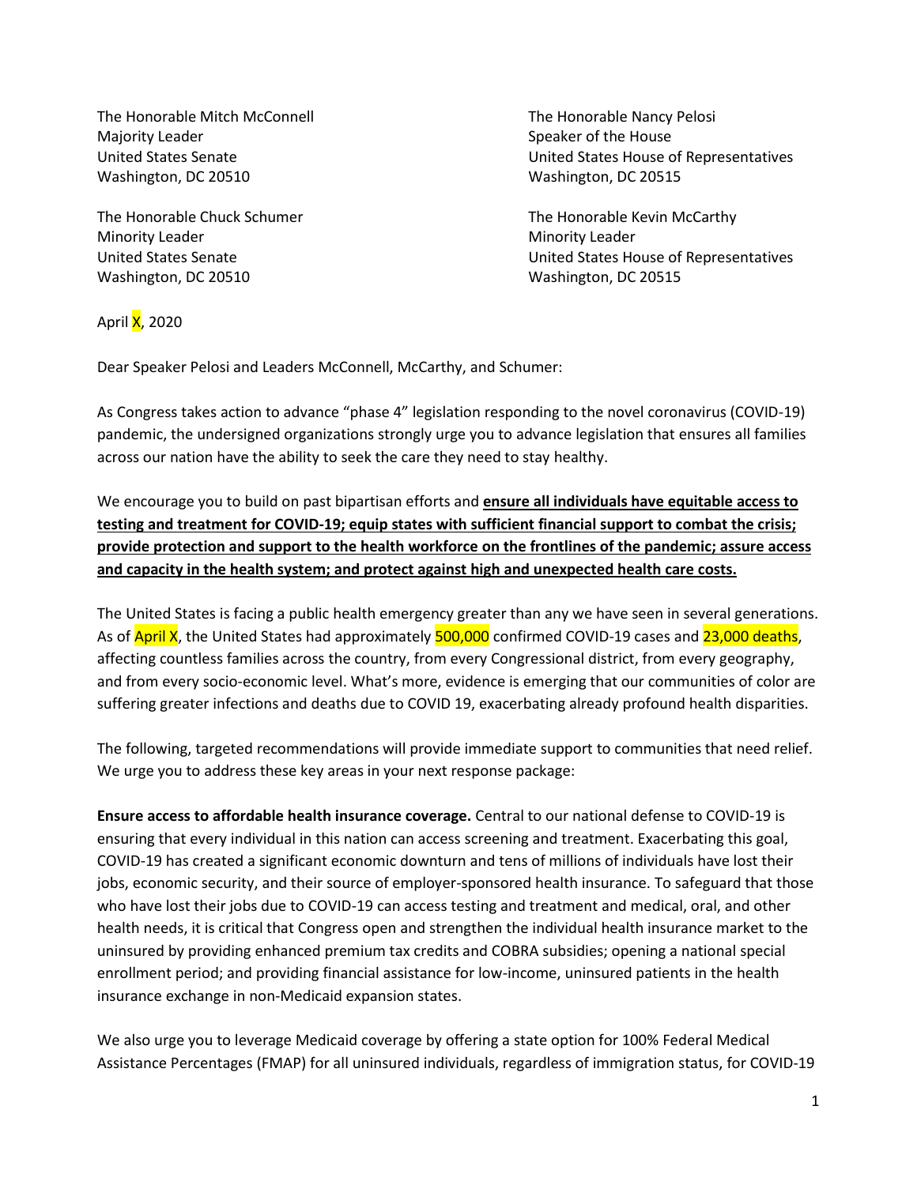The Honorable Mitch McConnell
Majority Leader
United States Senate
Washington, DC 20510

The Honorable Nancy Pelosi
Speaker of the House
United States House of Representatives
Washington, DC 20515

The Honorable Chuck Schumer
Minority Leader
United States Senate
Washington, DC 20510

The Honorable Kevin McCarthy
Minority Leader
United States House of Representatives
Washington, DC 20515

April X, 2020

Dear Speaker Pelosi and Leaders McConnell, McCarthy, and Schumer:

As Congress takes action to advance "phase 4" legislation responding to the novel coronavirus (COVID-19) pandemic, the undersigned organizations strongly urge you to advance legislation that ensures all families across our nation have the ability to seek the care they need to stay healthy.

We encourage you to build on past bipartisan efforts and **ensure all individuals have equitable access to testing and treatment for COVID-19; equip states with sufficient financial support to combat the crisis; provide protection and support to the health workforce on the frontlines of the pandemic; assure access and capacity in the health system; and protect against high and unexpected health care costs.**

The United States is facing a public health emergency greater than any we have seen in several generations. As of April X, the United States had approximately 500,000 confirmed COVID-19 cases and 23,000 deaths, affecting countless families across the country, from every Congressional district, from every geography, and from every socio-economic level. What's more, evidence is emerging that our communities of color are suffering greater infections and deaths due to COVID 19, exacerbating already profound health disparities.

The following, targeted recommendations will provide immediate support to communities that need relief. We urge you to address these key areas in your next response package:

**Ensure access to affordable health insurance coverage.** Central to our national defense to COVID-19 is ensuring that every individual in this nation can access screening and treatment. Exacerbating this goal, COVID-19 has created a significant economic downturn and tens of millions of individuals have lost their jobs, economic security, and their source of employer-sponsored health insurance. To safeguard that those who have lost their jobs due to COVID-19 can access testing and treatment and medical, oral, and other health needs, it is critical that Congress open and strengthen the individual health insurance market to the uninsured by providing enhanced premium tax credits and COBRA subsidies; opening a national special enrollment period; and providing financial assistance for low-income, uninsured patients in the health insurance exchange in non-Medicaid expansion states.

We also urge you to leverage Medicaid coverage by offering a state option for 100% Federal Medical Assistance Percentages (FMAP) for all uninsured individuals, regardless of immigration status, for COVID-19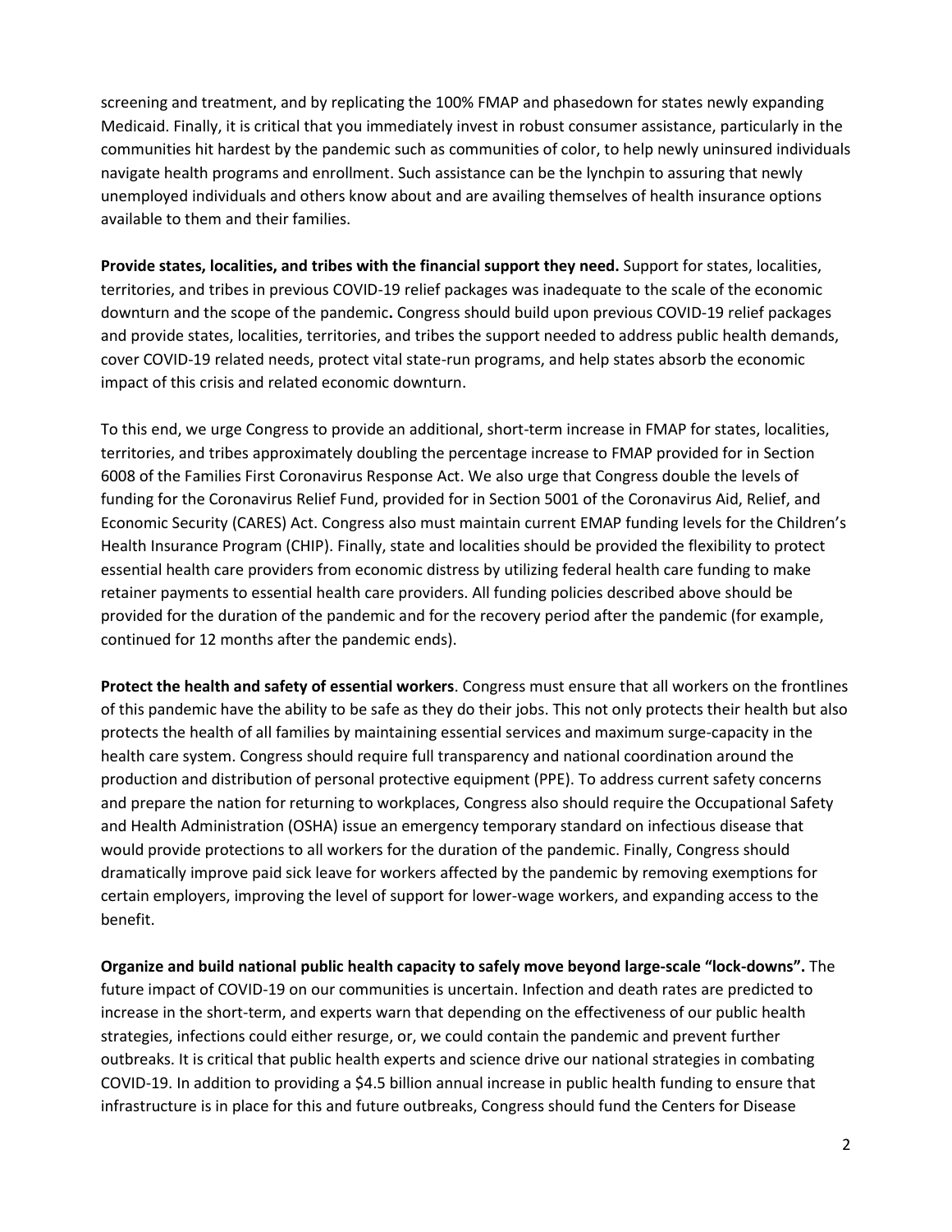screening and treatment, and by replicating the 100% FMAP and phasedown for states newly expanding Medicaid. Finally, it is critical that you immediately invest in robust consumer assistance, particularly in the communities hit hardest by the pandemic such as communities of color, to help newly uninsured individuals navigate health programs and enrollment. Such assistance can be the lynchpin to assuring that newly unemployed individuals and others know about and are availing themselves of health insurance options available to them and their families.

**Provide states, localities, and tribes with the financial support they need.** Support for states, localities, territories, and tribes in previous COVID-19 relief packages was inadequate to the scale of the economic downturn and the scope of the pandemic**.** Congress should build upon previous COVID-19 relief packages and provide states, localities, territories, and tribes the support needed to address public health demands, cover COVID-19 related needs, protect vital state-run programs, and help states absorb the economic impact of this crisis and related economic downturn.

To this end, we urge Congress to provide an additional, short-term increase in FMAP for states, localities, territories, and tribes approximately doubling the percentage increase to FMAP provided for in Section 6008 of the Families First Coronavirus Response Act. We also urge that Congress double the levels of funding for the Coronavirus Relief Fund, provided for in Section 5001 of the Coronavirus Aid, Relief, and Economic Security (CARES) Act. Congress also must maintain current EMAP funding levels for the Children's Health Insurance Program (CHIP). Finally, state and localities should be provided the flexibility to protect essential health care providers from economic distress by utilizing federal health care funding to make retainer payments to essential health care providers. All funding policies described above should be provided for the duration of the pandemic and for the recovery period after the pandemic (for example, continued for 12 months after the pandemic ends).

**Protect the health and safety of essential workers**. Congress must ensure that all workers on the frontlines of this pandemic have the ability to be safe as they do their jobs. This not only protects their health but also protects the health of all families by maintaining essential services and maximum surge-capacity in the health care system. Congress should require full transparency and national coordination around the production and distribution of personal protective equipment (PPE). To address current safety concerns and prepare the nation for returning to workplaces, Congress also should require the Occupational Safety and Health Administration (OSHA) issue an emergency temporary standard on infectious disease that would provide protections to all workers for the duration of the pandemic. Finally, Congress should dramatically improve paid sick leave for workers affected by the pandemic by removing exemptions for certain employers, improving the level of support for lower-wage workers, and expanding access to the benefit.

**Organize and build national public health capacity to safely move beyond large-scale "lock-downs".** The future impact of COVID-19 on our communities is uncertain. Infection and death rates are predicted to increase in the short-term, and experts warn that depending on the effectiveness of our public health strategies, infections could either resurge, or, we could contain the pandemic and prevent further outbreaks. It is critical that public health experts and science drive our national strategies in combating COVID-19. In addition to providing a $4.5 billion annual increase in public health funding to ensure that infrastructure is in place for this and future outbreaks, Congress should fund the Centers for Disease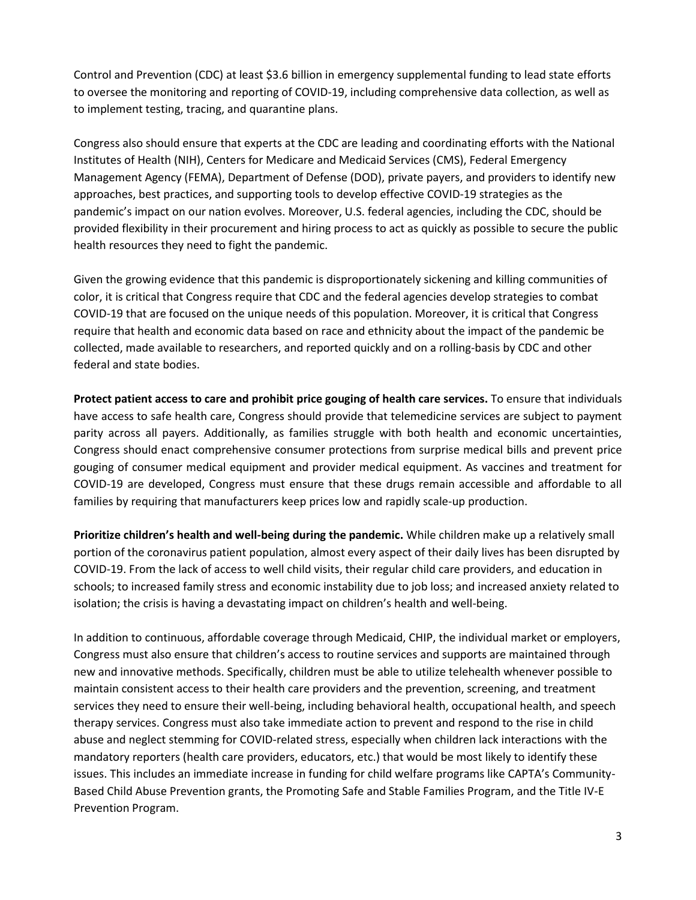Control and Prevention (CDC) at least $3.6 billion in emergency supplemental funding to lead state efforts to oversee the monitoring and reporting of COVID-19, including comprehensive data collection, as well as to implement testing, tracing, and quarantine plans.

Congress also should ensure that experts at the CDC are leading and coordinating efforts with the National Institutes of Health (NIH), Centers for Medicare and Medicaid Services (CMS), Federal Emergency Management Agency (FEMA), Department of Defense (DOD), private payers, and providers to identify new approaches, best practices, and supporting tools to develop effective COVID-19 strategies as the pandemic's impact on our nation evolves. Moreover, U.S. federal agencies, including the CDC, should be provided flexibility in their procurement and hiring process to act as quickly as possible to secure the public health resources they need to fight the pandemic.

Given the growing evidence that this pandemic is disproportionately sickening and killing communities of color, it is critical that Congress require that CDC and the federal agencies develop strategies to combat COVID-19 that are focused on the unique needs of this population. Moreover, it is critical that Congress require that health and economic data based on race and ethnicity about the impact of the pandemic be collected, made available to researchers, and reported quickly and on a rolling-basis by CDC and other federal and state bodies.

**Protect patient access to care and prohibit price gouging of health care services.** To ensure that individuals have access to safe health care, Congress should provide that telemedicine services are subject to payment parity across all payers. Additionally, as families struggle with both health and economic uncertainties, Congress should enact comprehensive consumer protections from surprise medical bills and prevent price gouging of consumer medical equipment and provider medical equipment. As vaccines and treatment for COVID-19 are developed, Congress must ensure that these drugs remain accessible and affordable to all families by requiring that manufacturers keep prices low and rapidly scale-up production.

**Prioritize children's health and well-being during the pandemic.** While children make up a relatively small portion of the coronavirus patient population, almost every aspect of their daily lives has been disrupted by COVID-19. From the lack of access to well child visits, their regular child care providers, and education in schools; to increased family stress and economic instability due to job loss; and increased anxiety related to isolation; the crisis is having a devastating impact on children's health and well-being.

In addition to continuous, affordable coverage through Medicaid, CHIP, the individual market or employers, Congress must also ensure that children's access to routine services and supports are maintained through new and innovative methods. Specifically, children must be able to utilize telehealth whenever possible to maintain consistent access to their health care providers and the prevention, screening, and treatment services they need to ensure their well-being, including behavioral health, occupational health, and speech therapy services. Congress must also take immediate action to prevent and respond to the rise in child abuse and neglect stemming for COVID-related stress, especially when children lack interactions with the mandatory reporters (health care providers, educators, etc.) that would be most likely to identify these issues. This includes an immediate increase in funding for child welfare programs like CAPTA's Community-Based Child Abuse Prevention grants, the Promoting Safe and Stable Families Program, and the Title IV-E Prevention Program.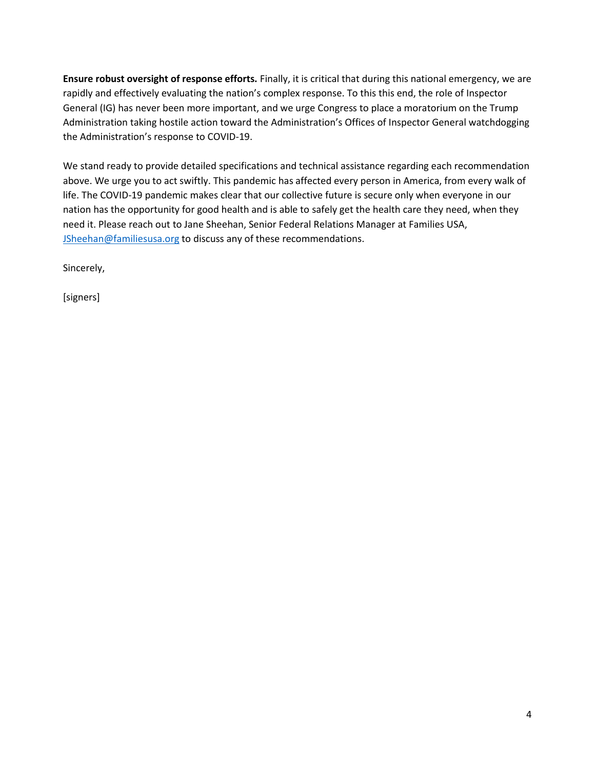**Ensure robust oversight of response efforts.** Finally, it is critical that during this national emergency, we are rapidly and effectively evaluating the nation's complex response. To this this end, the role of Inspector General (IG) has never been more important, and we urge Congress to place a moratorium on the Trump Administration taking hostile action toward the Administration's Offices of Inspector General watchdogging the Administration's response to COVID-19.

We stand ready to provide detailed specifications and technical assistance regarding each recommendation above. We urge you to act swiftly. This pandemic has affected every person in America, from every walk of life. The COVID-19 pandemic makes clear that our collective future is secure only when everyone in our nation has the opportunity for good health and is able to safely get the health care they need, when they need it. Please reach out to Jane Sheehan, Senior Federal Relations Manager at Families USA, JSheehan@familiesusa.org to discuss any of these recommendations.

Sincerely,

[signers]